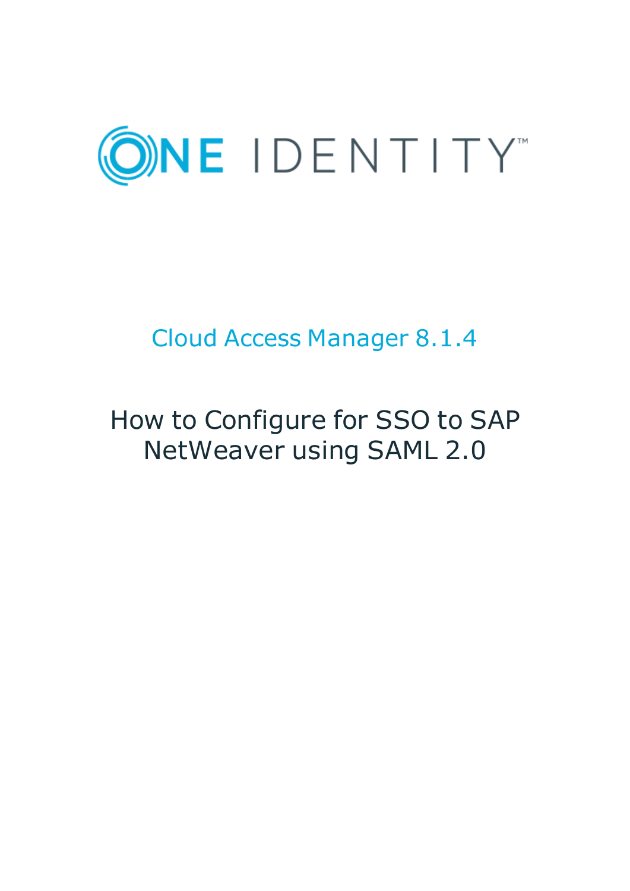ONE IDENTITY™

# Cloud Access Manager 8.1.4

# How to Configure for SSO to SAP NetWeaver using SAML 2.0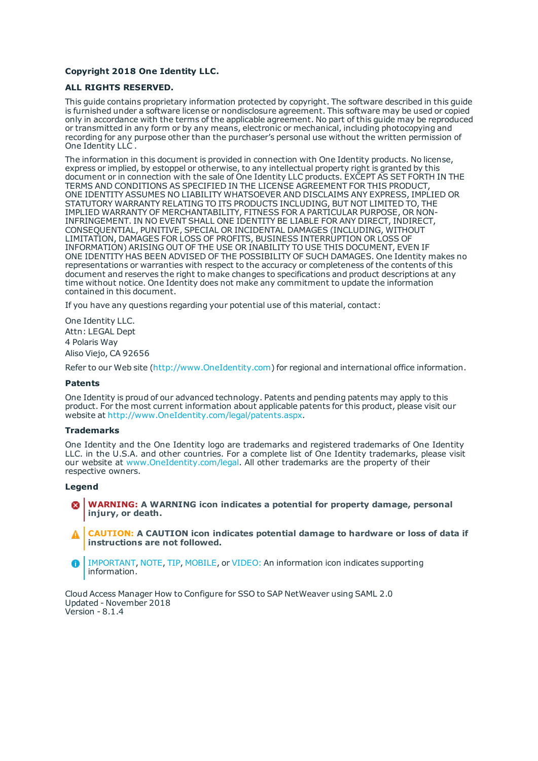**Copyright 2018 One Identity LLC.**

**ALL RIGHTS RESERVED.**

This guide contains proprietary information protected by copyright. The software described in this guide is furnished under a software license or nondisclosure agreement. This software may be used or copied only in accordance with the terms of the applicable agreement. No part of this guide may be reproduced or transmitted in any form or by any means, electronic or mechanical, including photocopying and recording for any purpose other than the purchaser's personal use without the written permission of One Identity LLC .

The information in this document is provided in connection with One Identity products. No license, express or implied, by estoppel or otherwise, to any intellectual property right is granted by this document or in connection with the sale of One Identity LLC products. EXCEPT AS SET FORTH IN THE TERMS AND CONDITIONS AS SPECIFIED IN THE LICENSE AGREEMENT FOR THIS PRODUCT, ONE IDENTITY ASSUMES NO LIABILITY WHATSOEVER AND DISCLAIMS ANY EXPRESS, IMPLIED OR STATUTORY WARRANTY RELATING TO ITS PRODUCTS INCLUDING, BUT NOT LIMITED TO, THE IMPLIED WARRANTY OF MERCHANTABILITY, FITNESS FOR A PARTICULAR PURPOSE, OR NON-INFRINGEMENT. IN NO EVENT SHALL ONE IDENTITY BE LIABLE FOR ANY DIRECT, INDIRECT, CONSEQUENTIAL, PUNITIVE, SPECIAL OR INCIDENTAL DAMAGES (INCLUDING, WITHOUT LIMITATION, DAMAGES FOR LOSS OF PROFITS, BUSINESS INTERRUPTION OR LOSS OF INFORMATION) ARISING OUT OF THE USE OR INABILITY TO USE THIS DOCUMENT, EVEN IF ONE IDENTITY HAS BEEN ADVISED OF THE POSSIBILITY OF SUCH DAMAGES. One Identity makes no representations or warranties with respect to the accuracy or completeness of the contents of this document and reserves the right to make changes to specifications and product descriptions at any time without notice. One Identity does not make any commitment to update the information contained in this document.

If you have any questions regarding your potential use of this material, contact:

One Identity LLC.
Attn: LEGAL Dept
4 Polaris Way
Aliso Viejo, CA 92656

Refer to our Web site (http://www.OneIdentity.com) for regional and international office information.

**Patents**

One Identity is proud of our advanced technology. Patents and pending patents may apply to this product. For the most current information about applicable patents for this product, please visit our website at http://www.OneIdentity.com/legal/patents.aspx.

**Trademarks**

One Identity and the One Identity logo are trademarks and registered trademarks of One Identity LLC. in the U.S.A. and other countries. For a complete list of One Identity trademarks, please visit our website at www.OneIdentity.com/legal. All other trademarks are the property of their respective owners.

**Legend**

**WARNING: A WARNING icon indicates a potential for property damage, personal injury, or death.**

**CAUTION: A CAUTION icon indicates potential damage to hardware or loss of data if instructions are not followed.**

IMPORTANT, NOTE, TIP, MOBILE, or VIDEO: An information icon indicates supporting information.

Cloud Access Manager How to Configure for SSO to SAP NetWeaver using SAML 2.0
Updated - November 2018
Version - 8.1.4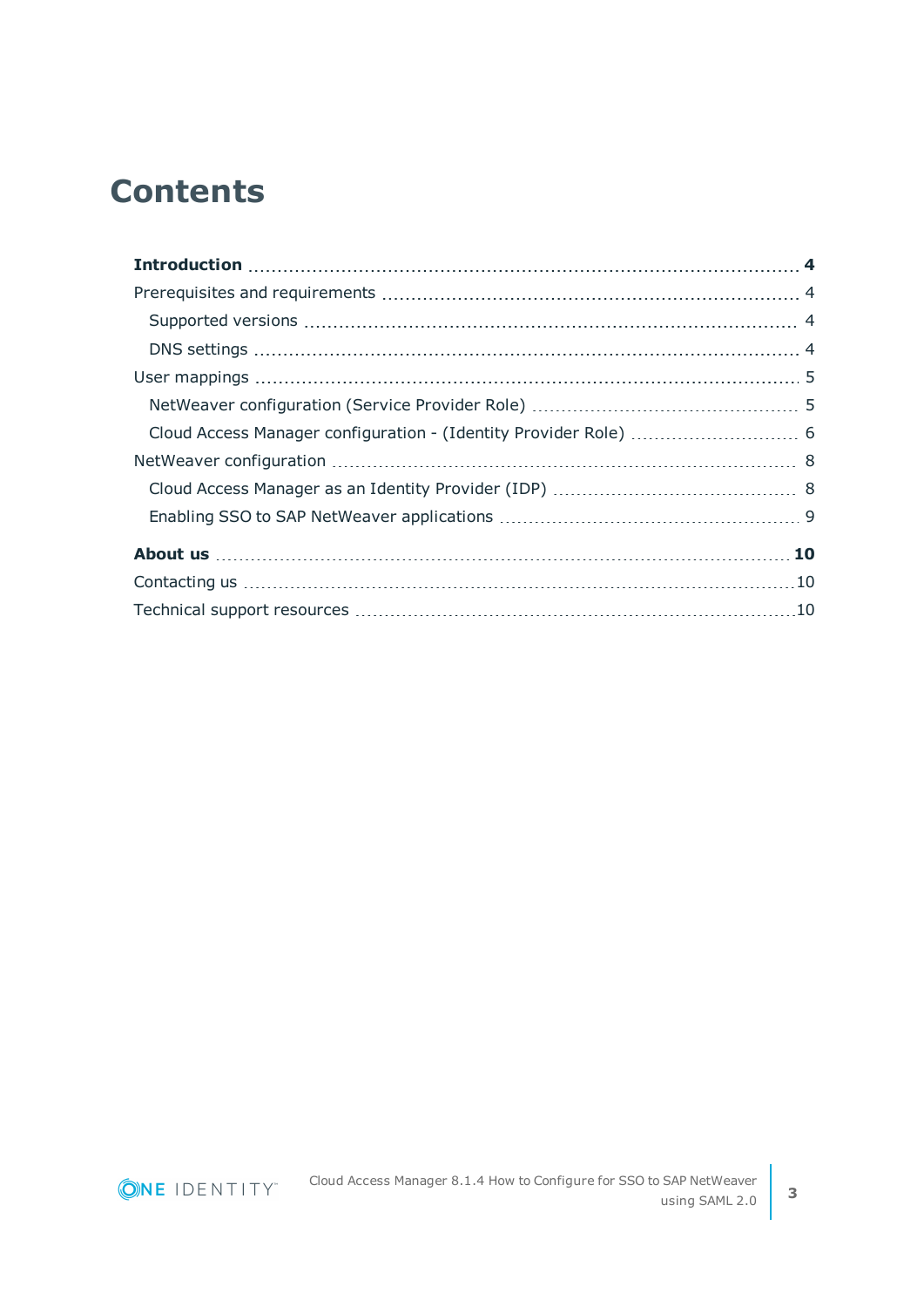# Contents

**Introduction** 4

Prerequisites and requirements 4

- Supported versions 4
- DNS settings 4

User mappings 5

- NetWeaver configuration (Service Provider Role) 5
- Cloud Access Manager configuration - (Identity Provider Role) 6

NetWeaver configuration 8

- Cloud Access Manager as an Identity Provider (IDP) 8
- Enabling SSO to SAP NetWeaver applications 9

**About us** 10

Contacting us 10

Technical support resources 10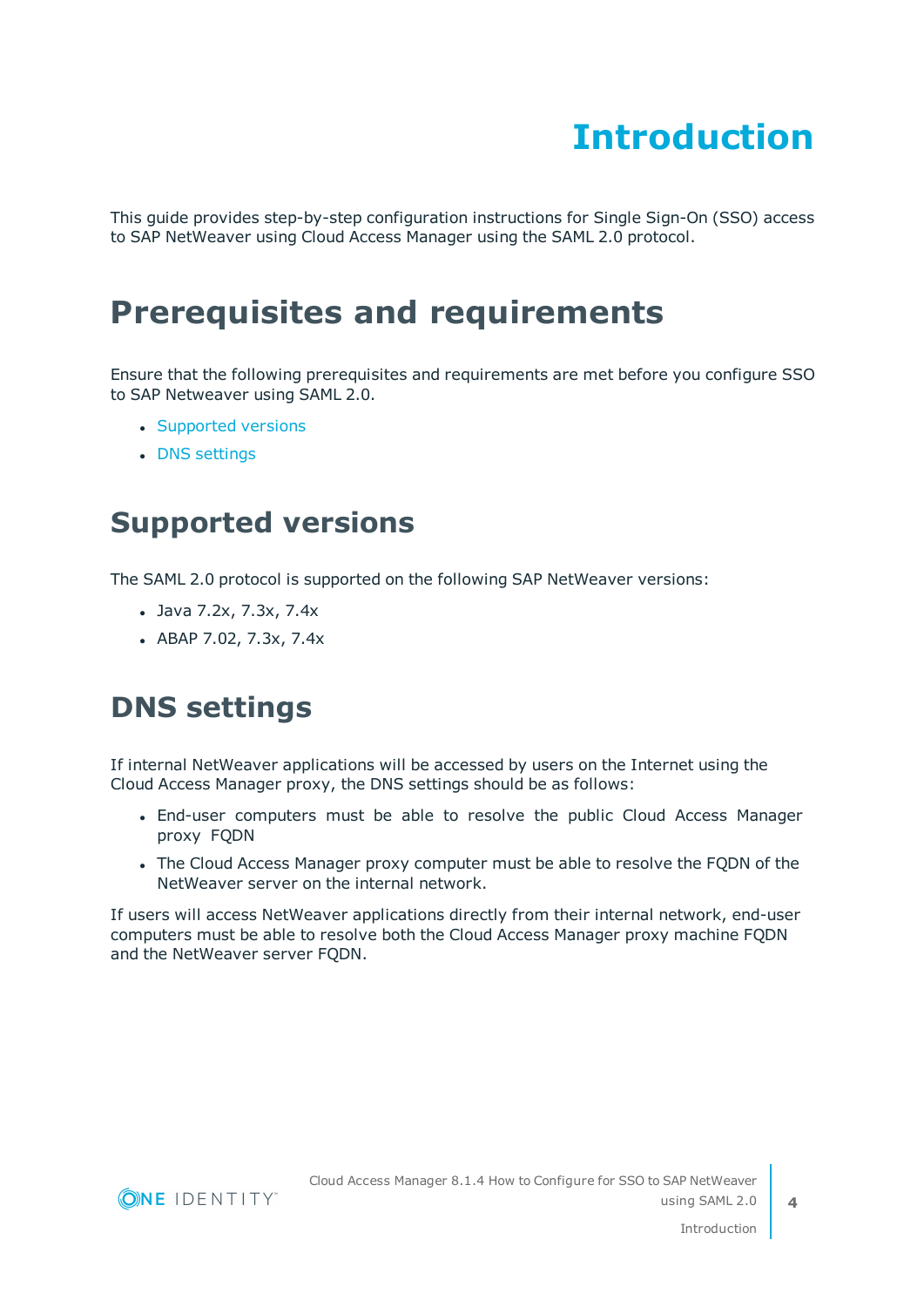# Introduction

This guide provides step-by-step configuration instructions for Single Sign-On (SSO) access to SAP NetWeaver using Cloud Access Manager using the SAML 2.0 protocol.

# Prerequisites and requirements

Ensure that the following prerequisites and requirements are met before you configure SSO to SAP Netweaver using SAML 2.0.

- Supported versions
- DNS settings

## Supported versions

The SAML 2.0 protocol is supported on the following SAP NetWeaver versions:

- Java 7.2x, 7.3x, 7.4x
- ABAP 7.02, 7.3x, 7.4x

## DNS settings

If internal NetWeaver applications will be accessed by users on the Internet using the Cloud Access Manager proxy, the DNS settings should be as follows:

- End-user computers must be able to resolve the public Cloud Access Manager proxy FQDN
- The Cloud Access Manager proxy computer must be able to resolve the FQDN of the NetWeaver server on the internal network.

If users will access NetWeaver applications directly from their internal network, end-user computers must be able to resolve both the Cloud Access Manager proxy machine FQDN and the NetWeaver server FQDN.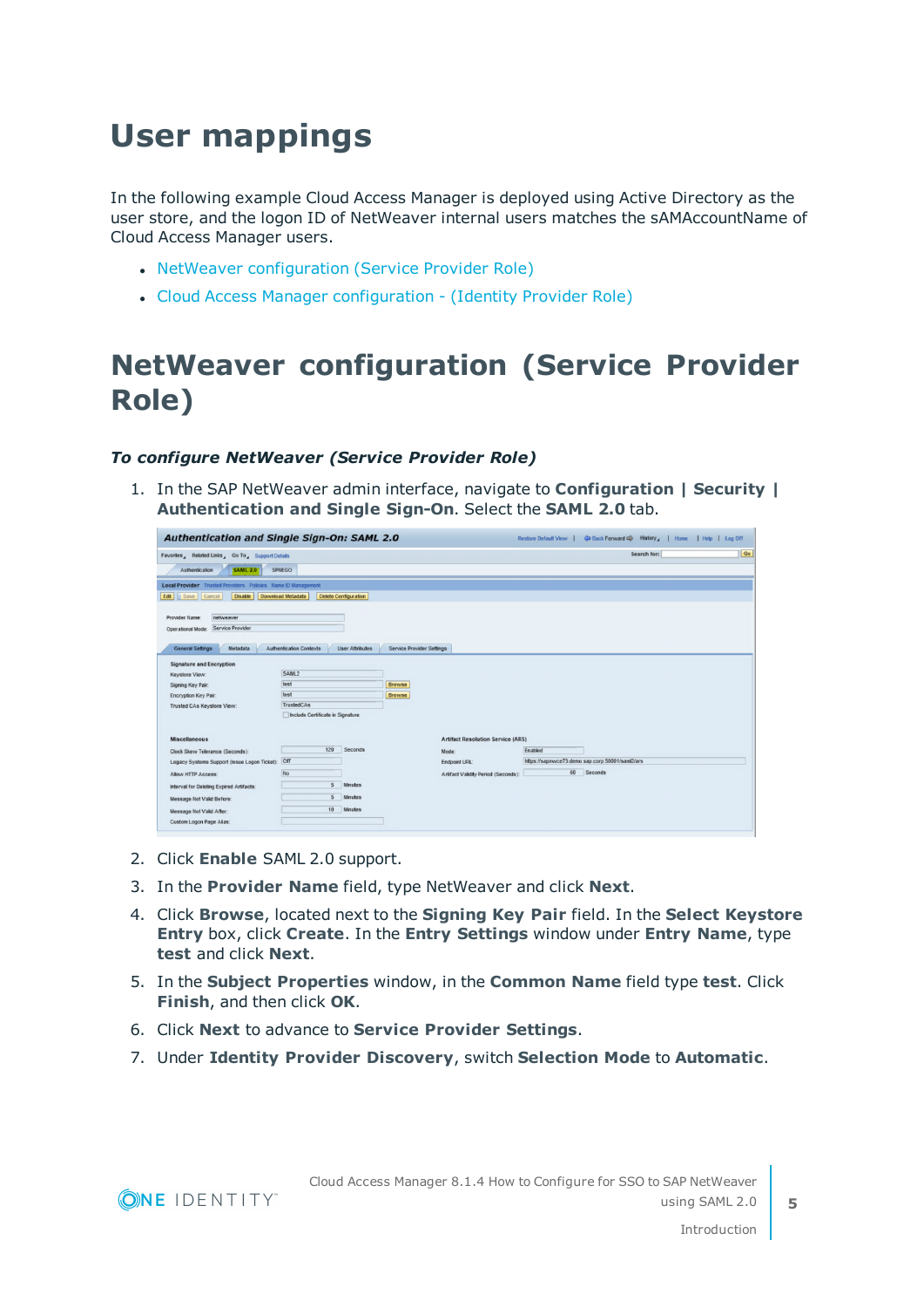# User mappings

In the following example Cloud Access Manager is deployed using Active Directory as the user store, and the logon ID of NetWeaver internal users matches the sAMAccountName of Cloud Access Manager users.

- NetWeaver configuration (Service Provider Role)
- Cloud Access Manager configuration - (Identity Provider Role)

# NetWeaver configuration (Service Provider Role)

***To configure NetWeaver (Service Provider Role)***

1. In the SAP NetWeaver admin interface, navigate to **Configuration | Security | Authentication and Single Sign-On**. Select the **SAML 2.0** tab.
2. Click **Enable** SAML 2.0 support.
3. In the **Provider Name** field, type NetWeaver and click **Next**.
4. Click **Browse**, located next to the **Signing Key Pair** field. In the **Select Keystore Entry** box, click **Create**. In the **Entry Settings** window under **Entry Name**, type **test** and click **Next**.
5. In the **Subject Properties** window, in the **Common Name** field type **test**. Click **Finish**, and then click **OK**.
6. Click **Next** to advance to **Service Provider Settings**.
7. Under **Identity Provider Discovery**, switch **Selection Mode** to **Automatic**.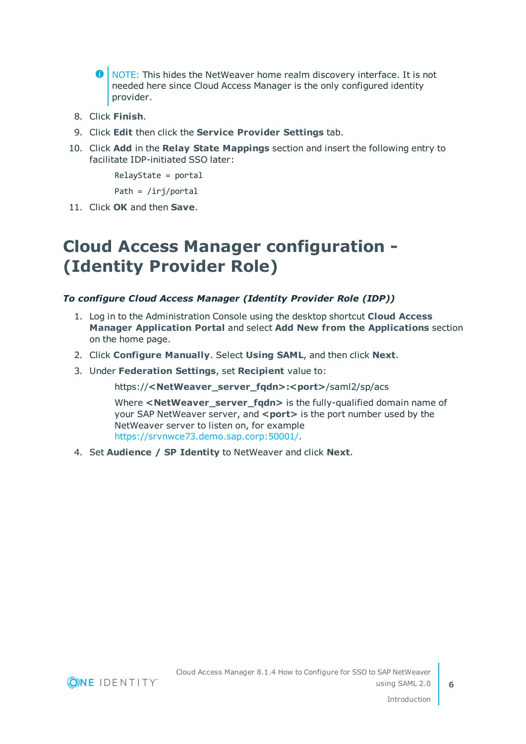> NOTE: This hides the NetWeaver home realm discovery interface. It is not needed here since Cloud Access Manager is the only configured identity provider.

8. Click **Finish**.
9. Click **Edit** then click the **Service Provider Settings** tab.
10. Click **Add** in the **Relay State Mappings** section and insert the following entry to facilitate IDP-initiated SSO later:

    ```
    RelayState = portal
    Path = /irj/portal
    ```

11. Click **OK** and then **Save**.

# Cloud Access Manager configuration - (Identity Provider Role)

***To configure Cloud Access Manager (Identity Provider Role (IDP))***

1. Log in to the Administration Console using the desktop shortcut **Cloud Access Manager Application Portal** and select **Add New from the Applications** section on the home page.
2. Click **Configure Manually**. Select **Using SAML**, and then click **Next**.
3. Under **Federation Settings**, set **Recipient** value to:

    https://**<NetWeaver_server_fqdn>:<port>**/saml2/sp/acs

    Where **<NetWeaver_server_fqdn>** is the fully-qualified domain name of your SAP NetWeaver server, and **<port>** is the port number used by the NetWeaver server to listen on, for example https://srvnwce73.demo.sap.corp:50001/.

4. Set **Audience / SP Identity** to NetWeaver and click **Next**.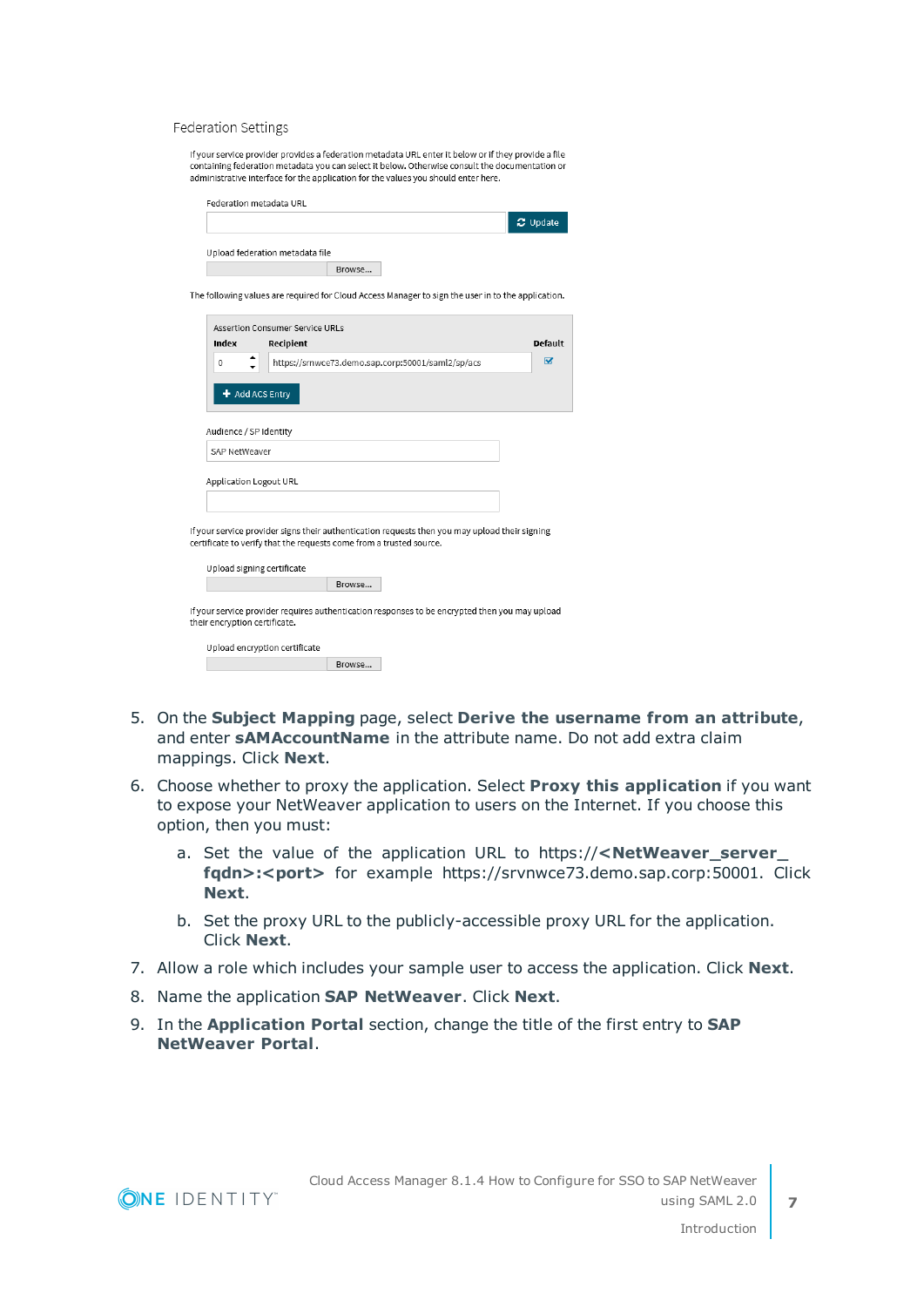Federation Settings

If your service provider provides a federation metadata URL enter it below or if they provide a file containing federation metadata you can select it below. Otherwise consult the documentation or administrative interface for the application for the values you should enter here.

Federation metadata URL

Update

Upload federation metadata file

Browse...

The following values are required for Cloud Access Manager to sign the user in to the application.

Assertion Consumer Service URLs

| Index | Recipient | Default |
| --- | --- | --- |
| 0 | https://srnwce73.demo.sap.corp:50001/saml2/sp/acs | ☑ |

Add ACS Entry

Audience / SP Identity

SAP NetWeaver

Application Logout URL

If your service provider signs their authentication requests then you may upload their signing certificate to verify that the requests come from a trusted source.

Upload signing certificate

Browse...

If your service provider requires authentication responses to be encrypted then you may upload their encryption certificate.

Upload encryption certificate

Browse...

5. On the **Subject Mapping** page, select **Derive the username from an attribute**, and enter **sAMAccountName** in the attribute name. Do not add extra claim mappings. Click **Next**.
6. Choose whether to proxy the application. Select **Proxy this application** if you want to expose your NetWeaver application to users on the Internet. If you choose this option, then you must:
   a. Set the value of the application URL to https://**<NetWeaver_server_fqdn>:<port>** for example https://srvnwce73.demo.sap.corp:50001. Click **Next**.
   b. Set the proxy URL to the publicly-accessible proxy URL for the application. Click **Next**.
7. Allow a role which includes your sample user to access the application. Click **Next**.
8. Name the application **SAP NetWeaver**. Click **Next**.
9. In the **Application Portal** section, change the title of the first entry to **SAP NetWeaver Portal**.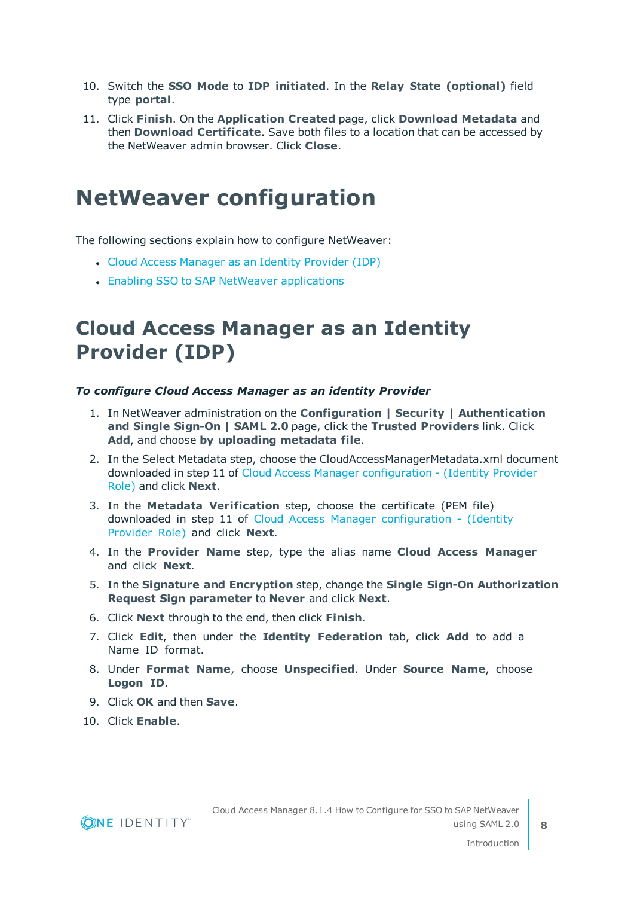10. Switch the **SSO Mode** to **IDP initiated**. In the **Relay State (optional)** field type **portal**.
11. Click **Finish**. On the **Application Created** page, click **Download Metadata** and then **Download Certificate**. Save both files to a location that can be accessed by the NetWeaver admin browser. Click **Close**.

# NetWeaver configuration

The following sections explain how to configure NetWeaver:

- Cloud Access Manager as an Identity Provider (IDP)
- Enabling SSO to SAP NetWeaver applications

# Cloud Access Manager as an Identity Provider (IDP)

***To configure Cloud Access Manager as an identity Provider***

1. In NetWeaver administration on the **Configuration | Security | Authentication and Single Sign-On | SAML 2.0** page, click the **Trusted Providers** link. Click **Add**, and choose **by uploading metadata file**.
2. In the Select Metadata step, choose the CloudAccessManagerMetadata.xml document downloaded in step 11 of Cloud Access Manager configuration - (Identity Provider Role) and click **Next**.
3. In the **Metadata Verification** step, choose the certificate (PEM file) downloaded in step 11 of Cloud Access Manager configuration - (Identity Provider Role) and click **Next**.
4. In the **Provider Name** step, type the alias name **Cloud Access Manager** and click **Next**.
5. In the **Signature and Encryption** step, change the **Single Sign-On Authorization Request Sign parameter** to **Never** and click **Next**.
6. Click **Next** through to the end, then click **Finish**.
7. Click **Edit**, then under the **Identity Federation** tab, click **Add** to add a Name ID format.
8. Under **Format Name**, choose **Unspecified**. Under **Source Name**, choose **Logon ID**.
9. Click **OK** and then **Save**.
10. Click **Enable**.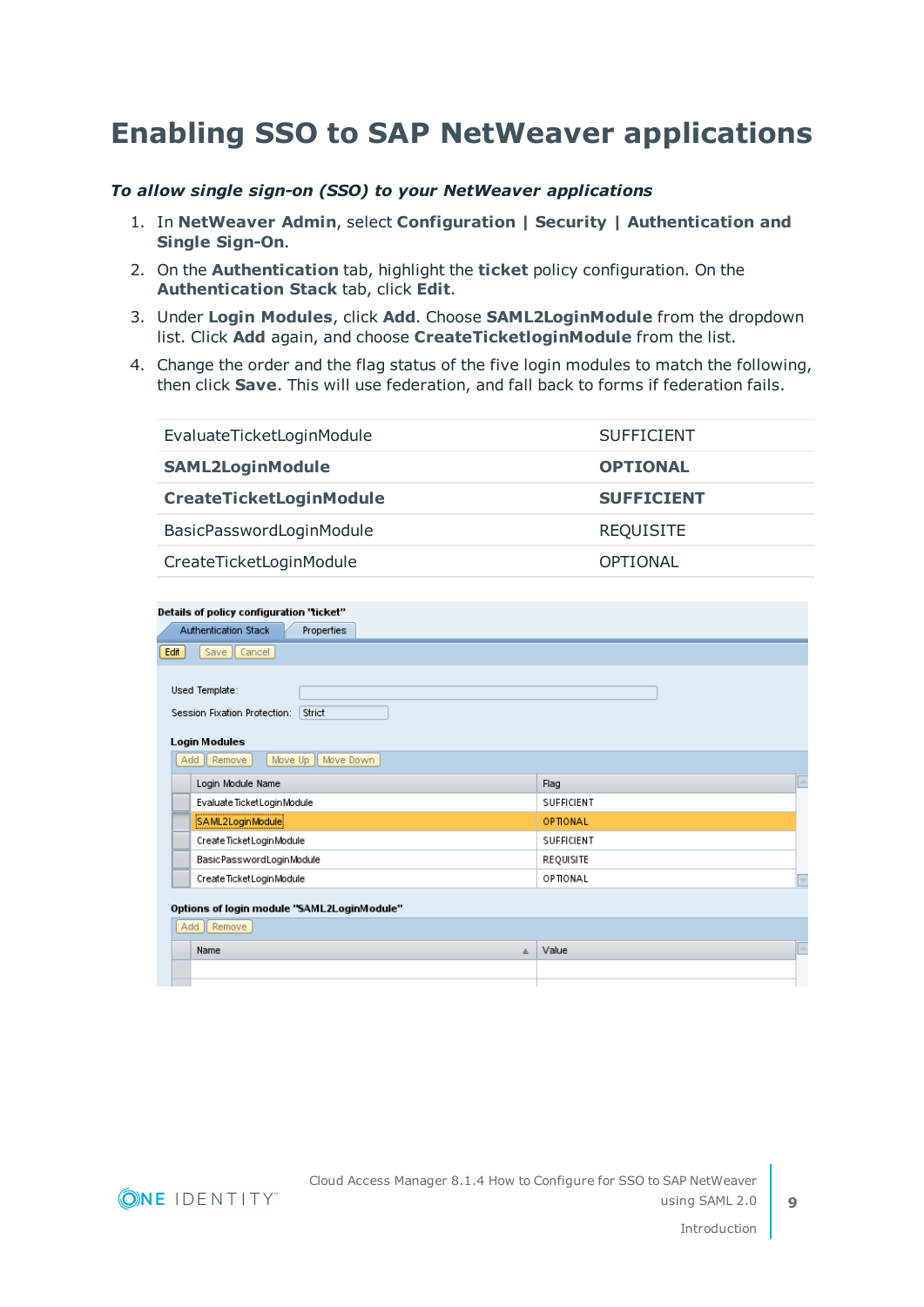# Enabling SSO to SAP NetWeaver applications

***To allow single sign-on (SSO) to your NetWeaver applications***

1. In **NetWeaver Admin**, select **Configuration | Security | Authentication and Single Sign-On**.
2. On the **Authentication** tab, highlight the **ticket** policy configuration. On the **Authentication Stack** tab, click **Edit**.
3. Under **Login Modules**, click **Add**. Choose **SAML2LoginModule** from the dropdown list. Click **Add** again, and choose **CreateTicketloginModule** from the list.
4. Change the order and the flag status of the five login modules to match the following, then click **Save**. This will use federation, and fall back to forms if federation fails.

| | |
|---|---|
| EvaluateTicketLoginModule | SUFFICIENT |
| **SAML2LoginModule** | **OPTIONAL** |
| **CreateTicketLoginModule** | **SUFFICIENT** |
| BasicPasswordLoginModule | REQUISITE |
| CreateTicketLoginModule | OPTIONAL |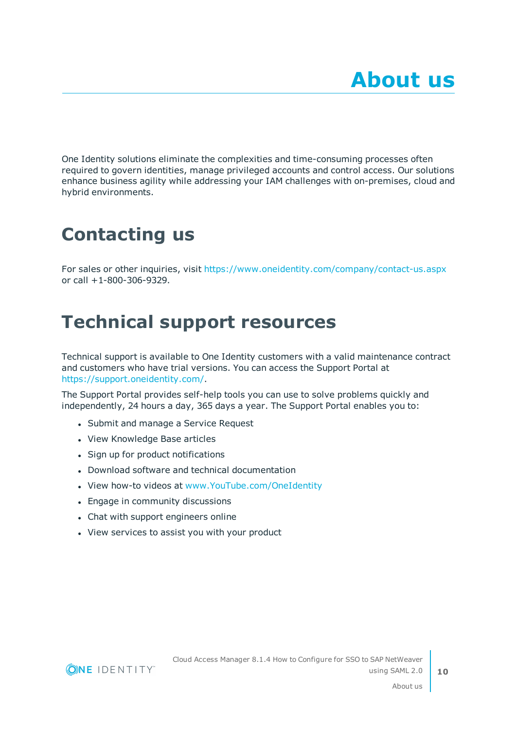# About us

One Identity solutions eliminate the complexities and time-consuming processes often required to govern identities, manage privileged accounts and control access. Our solutions enhance business agility while addressing your IAM challenges with on-premises, cloud and hybrid environments.

## Contacting us

For sales or other inquiries, visit https://www.oneidentity.com/company/contact-us.aspx or call +1-800-306-9329.

## Technical support resources

Technical support is available to One Identity customers with a valid maintenance contract and customers who have trial versions. You can access the Support Portal at https://support.oneidentity.com/.

The Support Portal provides self-help tools you can use to solve problems quickly and independently, 24 hours a day, 365 days a year. The Support Portal enables you to:

- Submit and manage a Service Request
- View Knowledge Base articles
- Sign up for product notifications
- Download software and technical documentation
- View how-to videos at www.YouTube.com/OneIdentity
- Engage in community discussions
- Chat with support engineers online
- View services to assist you with your product